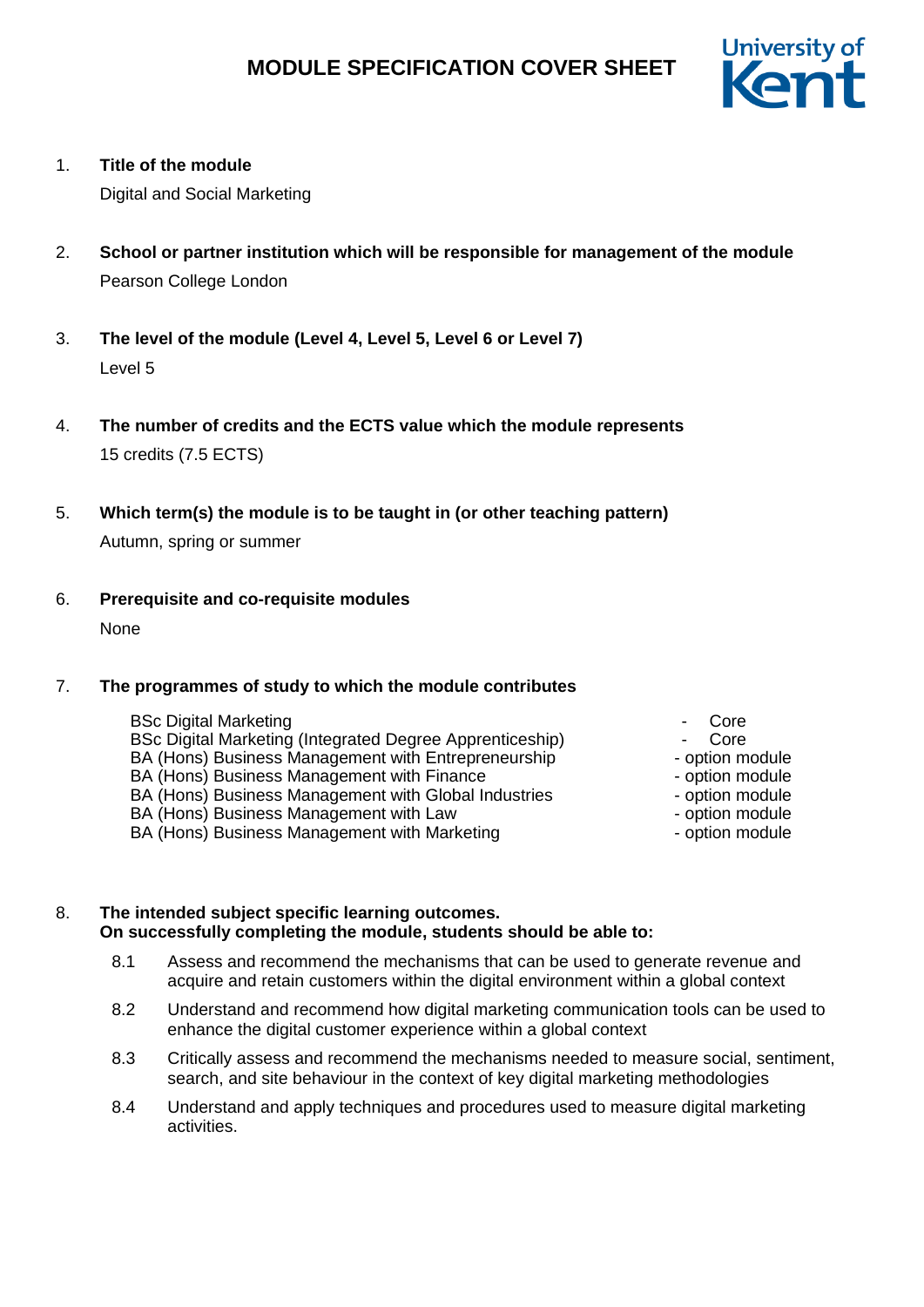# MODULE SPECIFICATION COVER SHEET

1. **Title of the module**

   Digital and Social Marketing

2. **School or partner institution which will be responsible for management of the module**

   Pearson College London

3. **The level of the module (Level 4, Level 5, Level 6 or Level 7)**

   Level 5

4. **The number of credits and the ECTS value which the module represents**

   15 credits (7.5 ECTS)

5. **Which term(s) the module is to be taught in (or other teaching pattern)**

   Autumn, spring or summer

6. **Prerequisite and co-requisite modules**

   None

7. **The programmes of study to which the module contributes**

| Programme | Status |
|---|---|
| BSc Digital Marketing | Core |
| BSc Digital Marketing (Integrated Degree Apprenticeship) | Core |
| BA (Hons) Business Management with Entrepreneurship | option module |
| BA (Hons) Business Management with Finance | option module |
| BA (Hons) Business Management with Global Industries | option module |
| BA (Hons) Business Management with Law | option module |
| BA (Hons) Business Management with Marketing | option module |

8. **The intended subject specific learning outcomes.**
   **On successfully completing the module, students should be able to:**

   8.1 Assess and recommend the mechanisms that can be used to generate revenue and acquire and retain customers within the digital environment within a global context

   8.2 Understand and recommend how digital marketing communication tools can be used to enhance the digital customer experience within a global context

   8.3 Critically assess and recommend the mechanisms needed to measure social, sentiment, search, and site behaviour in the context of key digital marketing methodologies

   8.4 Understand and apply techniques and procedures used to measure digital marketing activities.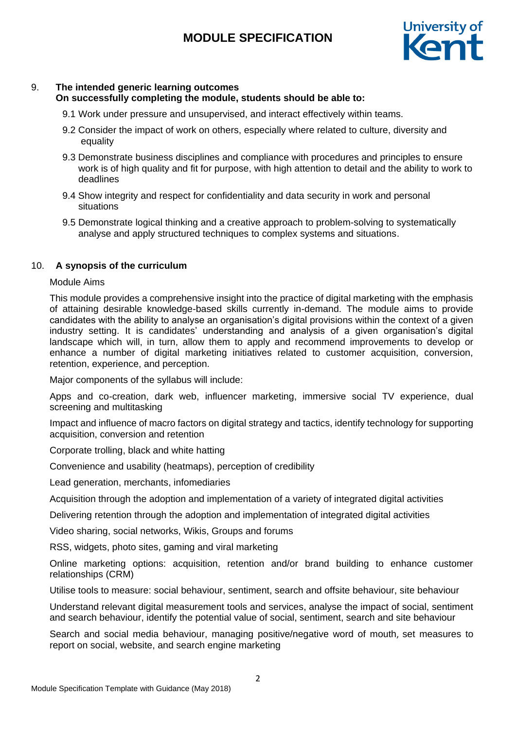9. **The intended generic learning outcomes**
   **On successfully completing the module, students should be able to:**

   9.1 Work under pressure and unsupervised, and interact effectively within teams.

   9.2 Consider the impact of work on others, especially where related to culture, diversity and equality

   9.3 Demonstrate business disciplines and compliance with procedures and principles to ensure work is of high quality and fit for purpose, with high attention to detail and the ability to work to deadlines

   9.4 Show integrity and respect for confidentiality and data security in work and personal situations

   9.5 Demonstrate logical thinking and a creative approach to problem-solving to systematically analyse and apply structured techniques to complex systems and situations.

10. **A synopsis of the curriculum**

Module Aims

This module provides a comprehensive insight into the practice of digital marketing with the emphasis of attaining desirable knowledge-based skills currently in-demand. The module aims to provide candidates with the ability to analyse an organisation's digital provisions within the context of a given industry setting. It is candidates' understanding and analysis of a given organisation's digital landscape which will, in turn, allow them to apply and recommend improvements to develop or enhance a number of digital marketing initiatives related to customer acquisition, conversion, retention, experience, and perception.

Major components of the syllabus will include:

Apps and co-creation, dark web, influencer marketing, immersive social TV experience, dual screening and multitasking

Impact and influence of macro factors on digital strategy and tactics, identify technology for supporting acquisition, conversion and retention

Corporate trolling, black and white hatting

Convenience and usability (heatmaps), perception of credibility

Lead generation, merchants, infomediaries

Acquisition through the adoption and implementation of a variety of integrated digital activities

Delivering retention through the adoption and implementation of integrated digital activities

Video sharing, social networks, Wikis, Groups and forums

RSS, widgets, photo sites, gaming and viral marketing

Online marketing options: acquisition, retention and/or brand building to enhance customer relationships (CRM)

Utilise tools to measure: social behaviour, sentiment, search and offsite behaviour, site behaviour

Understand relevant digital measurement tools and services, analyse the impact of social, sentiment and search behaviour, identify the potential value of social, sentiment, search and site behaviour

Search and social media behaviour, managing positive/negative word of mouth, set measures to report on social, website, and search engine marketing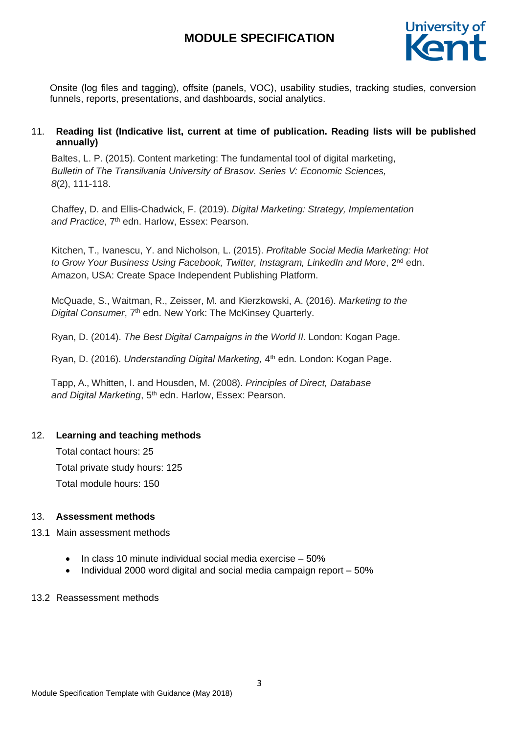Onsite (log files and tagging), offsite (panels, VOC), usability studies, tracking studies, conversion funnels, reports, presentations, and dashboards, social analytics.

## 11. Reading list (Indicative list, current at time of publication. Reading lists will be published annually)

Baltes, L. P. (2015). Content marketing: The fundamental tool of digital marketing, *Bulletin of The Transilvania University of Brasov. Series V: Economic Sciences, 8*(2), 111-118.

Chaffey, D. and Ellis-Chadwick, F. (2019). *Digital Marketing: Strategy, Implementation and Practice*, 7th edn. Harlow, Essex: Pearson.

Kitchen, T., Ivanescu, Y. and Nicholson, L. (2015). *Profitable Social Media Marketing: Hot to Grow Your Business Using Facebook, Twitter, Instagram, LinkedIn and More*, 2nd edn. Amazon, USA: Create Space Independent Publishing Platform.

McQuade, S., Waitman, R., Zeisser, M. and Kierzkowski, A. (2016). *Marketing to the Digital Consumer*, 7th edn. New York: The McKinsey Quarterly.

Ryan, D. (2014). *The Best Digital Campaigns in the World II.* London: Kogan Page.

Ryan, D. (2016). *Understanding Digital Marketing,* 4th edn. London: Kogan Page.

Tapp, A., Whitten, I. and Housden, M. (2008). *Principles of Direct, Database and Digital Marketing*, 5th edn. Harlow, Essex: Pearson.

## 12. Learning and teaching methods

Total contact hours: 25

Total private study hours: 125

Total module hours: 150

## 13. Assessment methods

### 13.1 Main assessment methods

- In class 10 minute individual social media exercise – 50%
- Individual 2000 word digital and social media campaign report – 50%

### 13.2 Reassessment methods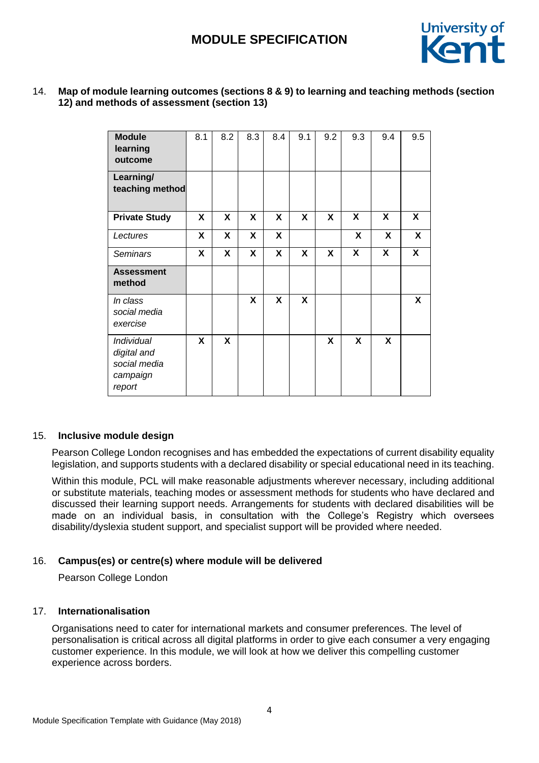## 14. Map of module learning outcomes (sections 8 & 9) to learning and teaching methods (section 12) and methods of assessment (section 13)

| **Module learning outcome** | 8.1 | 8.2 | 8.3 | 8.4 | 9.1 | 9.2 | 9.3 | 9.4 | 9.5 |
|---|---|---|---|---|---|---|---|---|---|
| **Learning/ teaching method** | | | | | | | | | |
| **Private Study** | **X** | **X** | **X** | **X** | **X** | **X** | **X** | **X** | **X** |
| *Lectures* | **X** | **X** | **X** | **X** | | | **X** | **X** | **X** |
| *Seminars* | **X** | **X** | **X** | **X** | **X** | **X** | **X** | **X** | **X** |
| **Assessment method** | | | | | | | | | |
| *In class social media exercise* | | | **X** | **X** | **X** | | | | **X** |
| *Individual digital and social media campaign report* | **X** | **X** | | | | **X** | **X** | **X** | |

## 15. Inclusive module design

Pearson College London recognises and has embedded the expectations of current disability equality legislation, and supports students with a declared disability or special educational need in its teaching.

Within this module, PCL will make reasonable adjustments wherever necessary, including additional or substitute materials, teaching modes or assessment methods for students who have declared and discussed their learning support needs. Arrangements for students with declared disabilities will be made on an individual basis, in consultation with the College's Registry which oversees disability/dyslexia student support, and specialist support will be provided where needed.

## 16. Campus(es) or centre(s) where module will be delivered

Pearson College London

## 17. Internationalisation

Organisations need to cater for international markets and consumer preferences. The level of personalisation is critical across all digital platforms in order to give each consumer a very engaging customer experience. In this module, we will look at how we deliver this compelling customer experience across borders.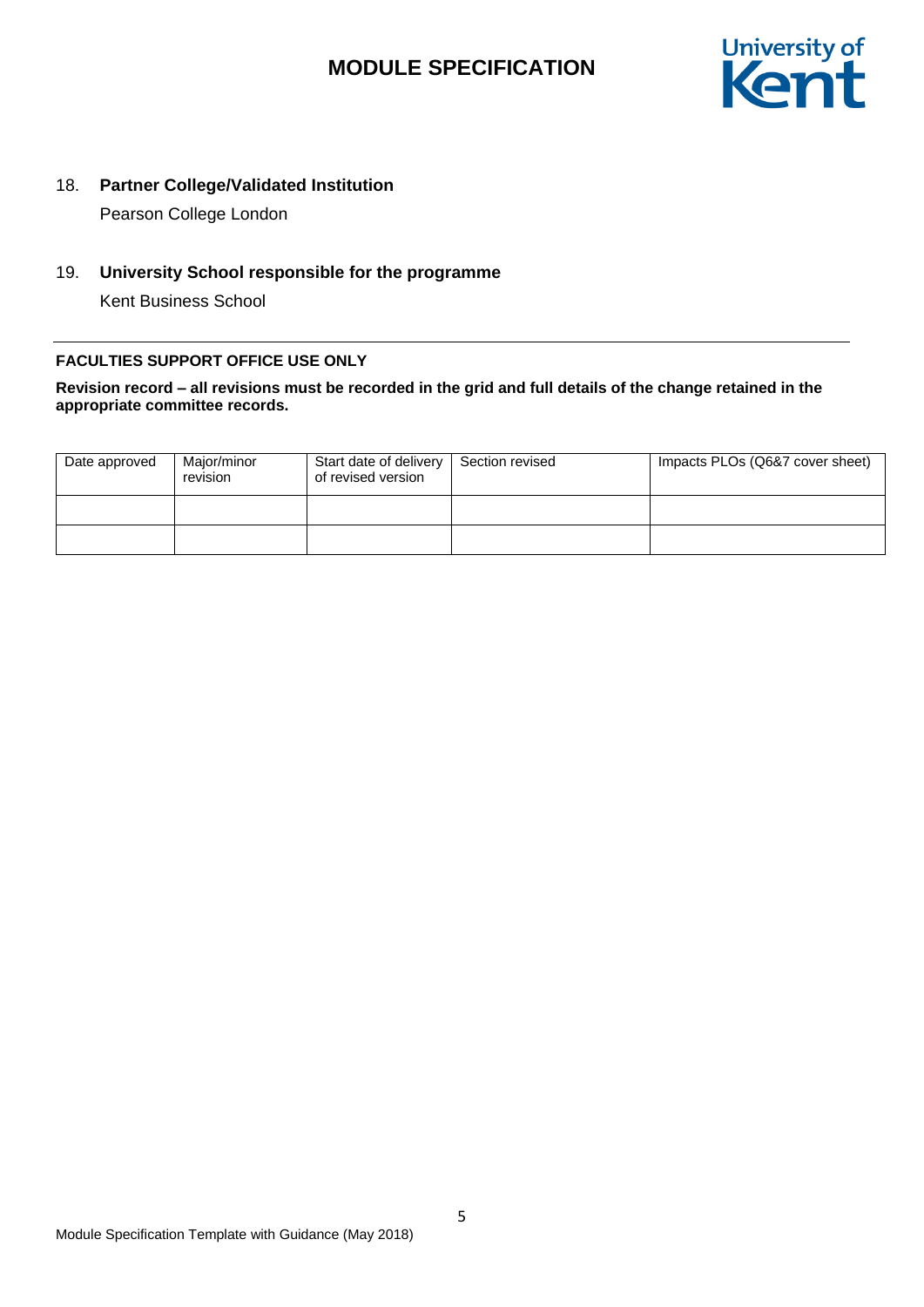18. **Partner College/Validated Institution**

    Pearson College London

19. **University School responsible for the programme**

    Kent Business School

---

**FACULTIES SUPPORT OFFICE USE ONLY**

**Revision record – all revisions must be recorded in the grid and full details of the change retained in the appropriate committee records.**

| Date approved | Major/minor revision | Start date of delivery of revised version | Section revised | Impacts PLOs (Q6&7 cover sheet) |
|---|---|---|---|---|
| | | | | |
| | | | | |